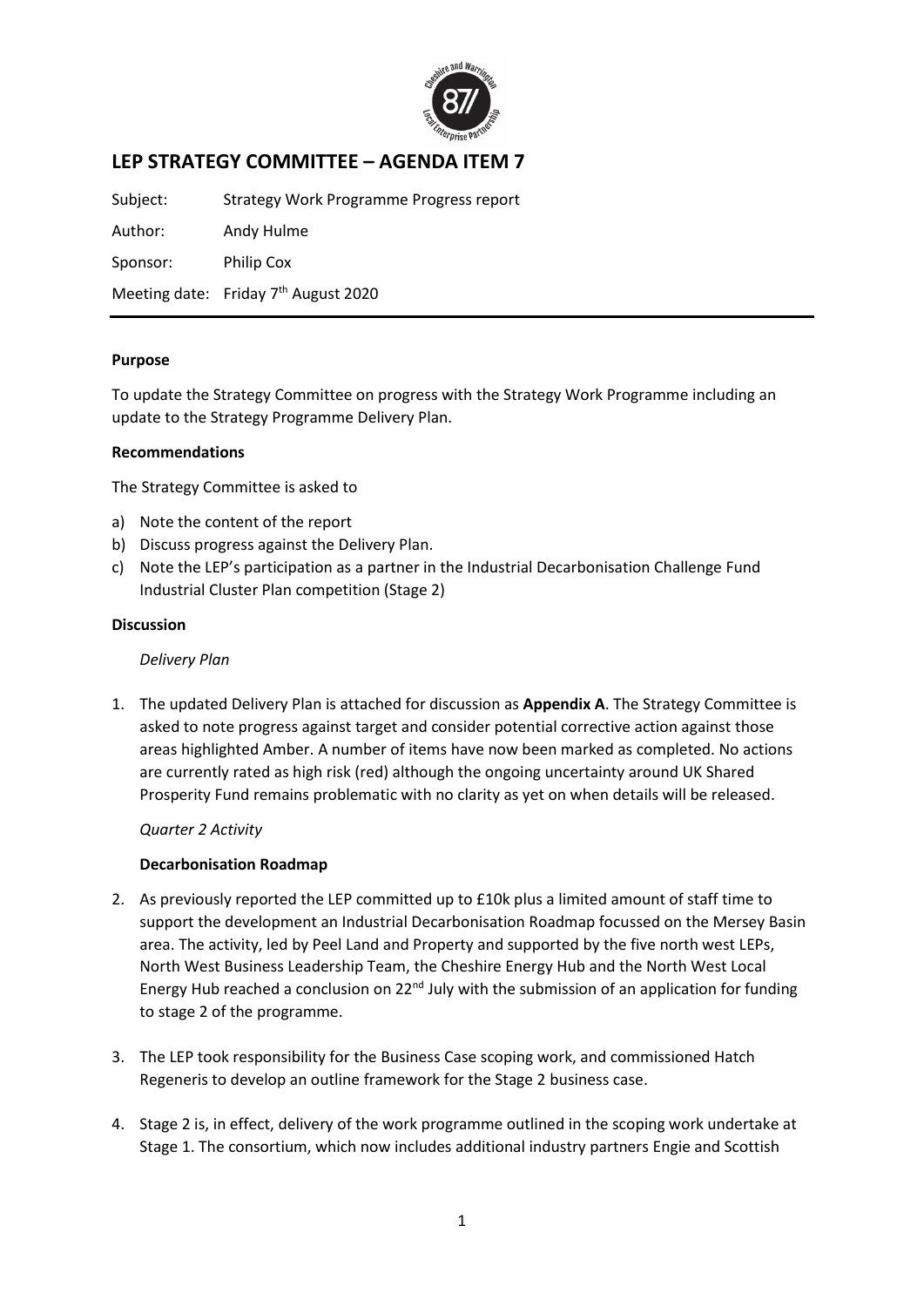# LEP STRATEGY COMMITTEE – AGENDA ITEM 7

Subject: Strategy Work Programme Progress report

Author: Andy Hulme

Sponsor: Philip Cox

Meeting date: Friday 7th August 2020

**Purpose**

To update the Strategy Committee on progress with the Strategy Work Programme including an update to the Strategy Programme Delivery Plan.

**Recommendations**

The Strategy Committee is asked to

a) Note the content of the report
b) Discuss progress against the Delivery Plan.
c) Note the LEP's participation as a partner in the Industrial Decarbonisation Challenge Fund Industrial Cluster Plan competition (Stage 2)

**Discussion**

*Delivery Plan*

1. The updated Delivery Plan is attached for discussion as **Appendix A**. The Strategy Committee is asked to note progress against target and consider potential corrective action against those areas highlighted Amber. A number of items have now been marked as completed. No actions are currently rated as high risk (red) although the ongoing uncertainty around UK Shared Prosperity Fund remains problematic with no clarity as yet on when details will be released.

*Quarter 2 Activity*

**Decarbonisation Roadmap**

2. As previously reported the LEP committed up to £10k plus a limited amount of staff time to support the development an Industrial Decarbonisation Roadmap focussed on the Mersey Basin area. The activity, led by Peel Land and Property and supported by the five north west LEPs, North West Business Leadership Team, the Cheshire Energy Hub and the North West Local Energy Hub reached a conclusion on 22nd July with the submission of an application for funding to stage 2 of the programme.

3. The LEP took responsibility for the Business Case scoping work, and commissioned Hatch Regeneris to develop an outline framework for the Stage 2 business case.

4. Stage 2 is, in effect, delivery of the work programme outlined in the scoping work undertake at Stage 1. The consortium, which now includes additional industry partners Engie and Scottish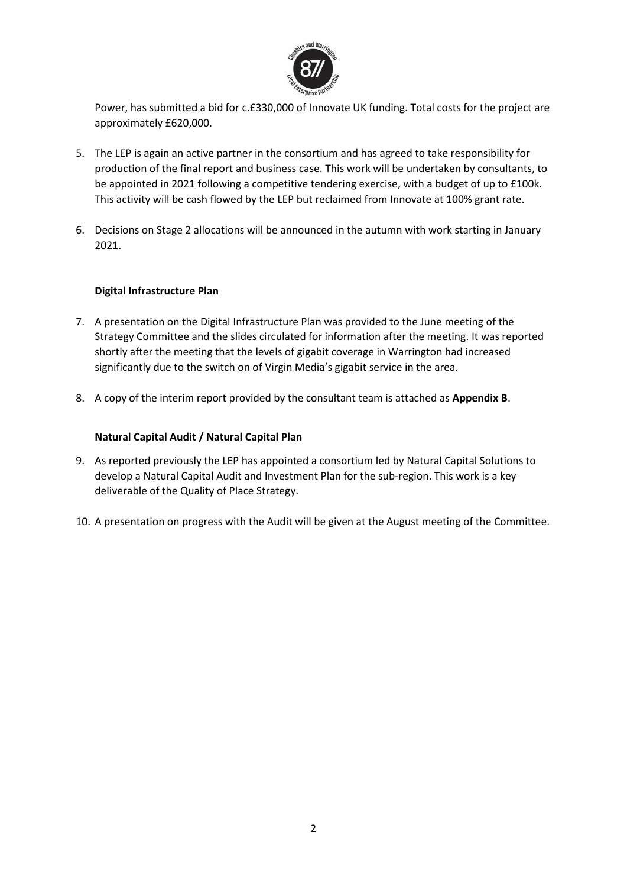Power, has submitted a bid for c.£330,000 of Innovate UK funding. Total costs for the project are approximately £620,000.

5. The LEP is again an active partner in the consortium and has agreed to take responsibility for production of the final report and business case. This work will be undertaken by consultants, to be appointed in 2021 following a competitive tendering exercise, with a budget of up to £100k. This activity will be cash flowed by the LEP but reclaimed from Innovate at 100% grant rate.

6. Decisions on Stage 2 allocations will be announced in the autumn with work starting in January 2021.

**Digital Infrastructure Plan**

7. A presentation on the Digital Infrastructure Plan was provided to the June meeting of the Strategy Committee and the slides circulated for information after the meeting. It was reported shortly after the meeting that the levels of gigabit coverage in Warrington had increased significantly due to the switch on of Virgin Media's gigabit service in the area.

8. A copy of the interim report provided by the consultant team is attached as **Appendix B**.

**Natural Capital Audit / Natural Capital Plan**

9. As reported previously the LEP has appointed a consortium led by Natural Capital Solutions to develop a Natural Capital Audit and Investment Plan for the sub-region. This work is a key deliverable of the Quality of Place Strategy.

10. A presentation on progress with the Audit will be given at the August meeting of the Committee.